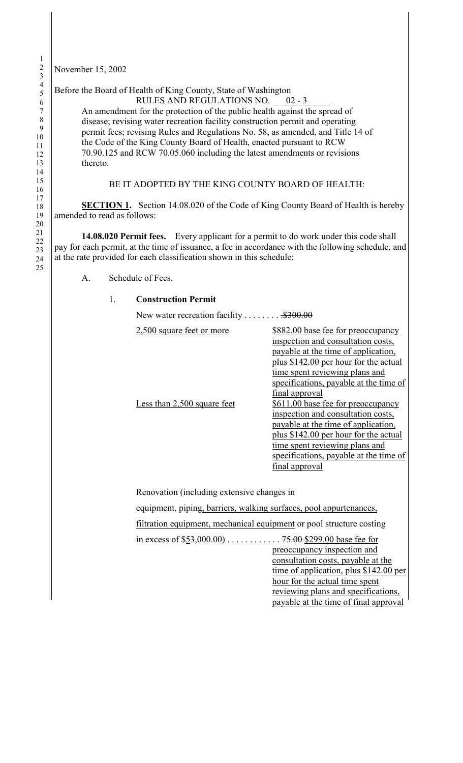November 15, 2002

Before the Board of Health of King County, State of Washington

RULES AND REGULATIONS NO. 02 - 3

An amendment for the protection of the public health against the spread of disease; revising water recreation facility construction permit and operating permit fees; revising Rules and Regulations No. 58, as amended, and Title 14 of the Code of the King County Board of Health, enacted pursuant to RCW 70.90.125 and RCW 70.05.060 including the latest amendments or revisions thereto.

BE IT ADOPTED BY THE KING COUNTY BOARD OF HEALTH:

**SECTION 1.** Section 14.08.020 of the Code of King County Board of Health is hereby amended to read as follows:

**14.08.020 Permit fees.** Every applicant for a permit to do work under this code shall pay for each permit, at the time of issuance, a fee in accordance with the following schedule, and at the rate provided for each classification shown in this schedule:

A. Schedule of Fees.

1. **Construction Permit**

New water recreation facility . . . . . . . . ~~$300.00~~

| | |
|---|---|
| <u>2,500 square feet or more</u> | <u>$882.00 base fee for preoccupancy inspection and consultation costs, payable at the time of application, plus $142.00 per hour for the actual time spent reviewing plans and specifications, payable at the time of final approval</u> |
| <u>Less than 2,500 square feet</u> | <u>$611.00 base fee for preoccupancy inspection and consultation costs, payable at the time of application, plus $142.00 per hour for the actual time spent reviewing plans and specifications, payable at the time of final approval</u> |

Renovation (including extensive changes in equipment, piping<u>, barriers, walking surfaces, pool appurtenances, filtration equipment, mechanical equipment</u> or pool structure costing in excess of $<u>5</u>~~3~~,000.00) . . . . . . . . . . . ~~75.00~~ <u>$299.00 base fee for preoccupancy inspection and consultation costs, payable at the time of application, plus $142.00 per hour for the actual time spent reviewing plans and specifications, payable at the time of final approval</u>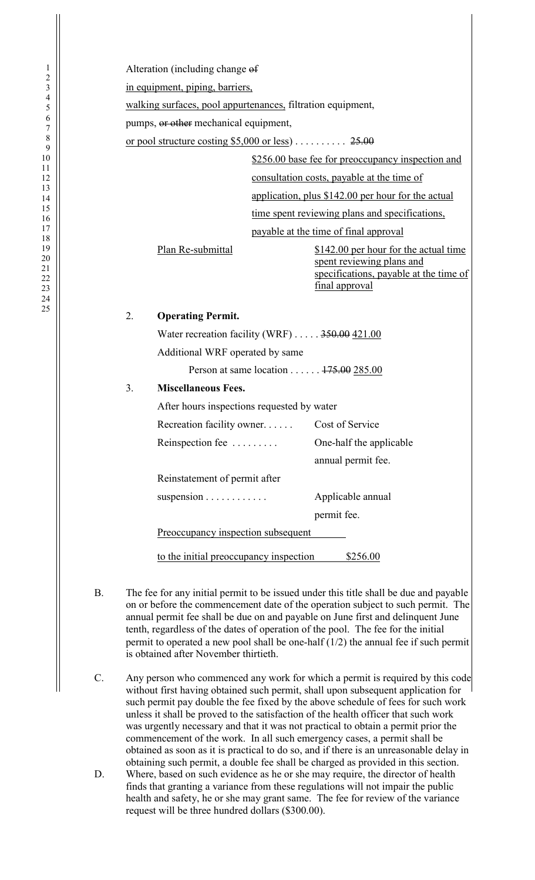Alteration (including change ~~of~~ <u>in equipment, piping, barriers, walking surfaces, pool appurtenances,</u> filtration equipment, pumps, ~~or other~~ mechanical equipment, <u>or pool structure costing $5,000 or less</u>) . . . . . . . . . . ~~25.00~~

<u>$256.00 base fee for preoccupancy inspection and consultation costs, payable at the time of application, plus $142.00 per hour for the actual time spent reviewing plans and specifications, payable at the time of final approval</u>

| | |
|---|---|
| <u>Plan Re-submittal</u> | <u>$142.00 per hour for the actual time spent reviewing plans and specifications, payable at the time of final approval</u> |

2. **Operating Permit.**

   Water recreation facility (WRF) . . . . . ~~350.00~~ <u>421.00</u>

   Additional WRF operated by same Person at same location . . . . . . ~~175.00~~ <u>285.00</u>

3. **Miscellaneous Fees.**

| | |
|---|---|
| After hours inspections requested by water Recreation facility owner. . . . . . | Cost of Service |
| Reinspection fee . . . . . . . . . | One-half the applicable annual permit fee. |
| Reinstatement of permit after suspension . . . . . . . . . . . . | Applicable annual permit fee. |
| <u>Preoccupancy inspection subsequent to the initial preoccupancy inspection</u> | <u>$256.00</u> |

B. The fee for any initial permit to be issued under this title shall be due and payable on or before the commencement date of the operation subject to such permit. The annual permit fee shall be due on and payable on June first and delinquent June tenth, regardless of the dates of operation of the pool. The fee for the initial permit to operated a new pool shall be one-half (1/2) the annual fee if such permit is obtained after November thirtieth.

C. Any person who commenced any work for which a permit is required by this code without first having obtained such permit, shall upon subsequent application for such permit pay double the fee fixed by the above schedule of fees for such work unless it shall be proved to the satisfaction of the health officer that such work was urgently necessary and that it was not practical to obtain a permit prior the commencement of the work. In all such emergency cases, a permit shall be obtained as soon as it is practical to do so, and if there is an unreasonable delay in obtaining such permit, a double fee shall be charged as provided in this section.

D. Where, based on such evidence as he or she may require, the director of health finds that granting a variance from these regulations will not impair the public health and safety, he or she may grant same. The fee for review of the variance request will be three hundred dollars ($300.00).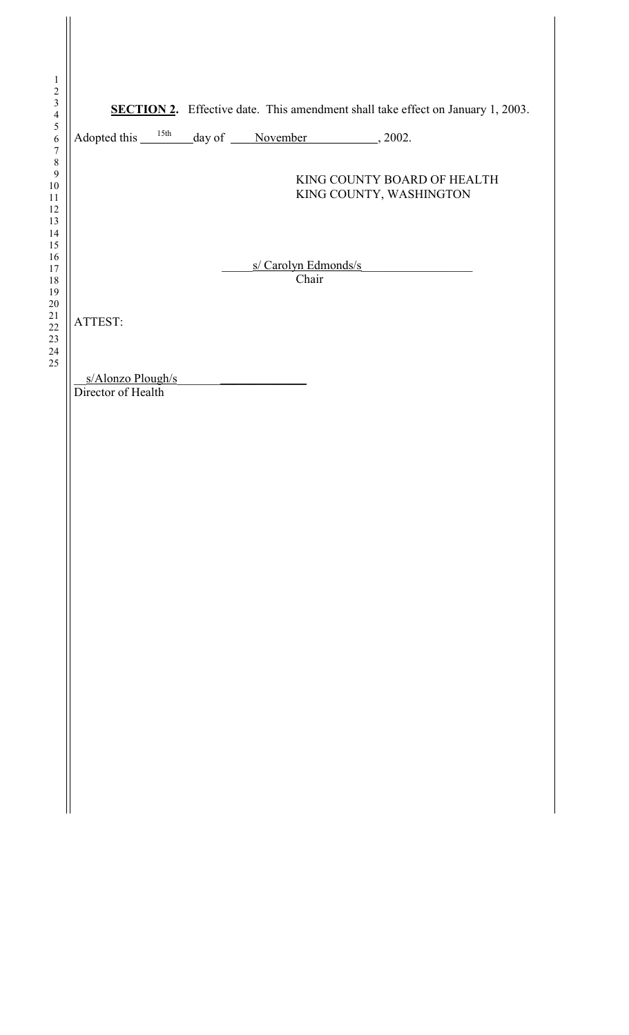**SECTION 2.** Effective date. This amendment shall take effect on January 1, 2003.

Adopted this 15th day of November, 2002.

KING COUNTY BOARD OF HEALTH
KING COUNTY, WASHINGTON

s/ Carolyn Edmonds/s
Chair

ATTEST:

s/Alonzo Plough/s
Director of Health